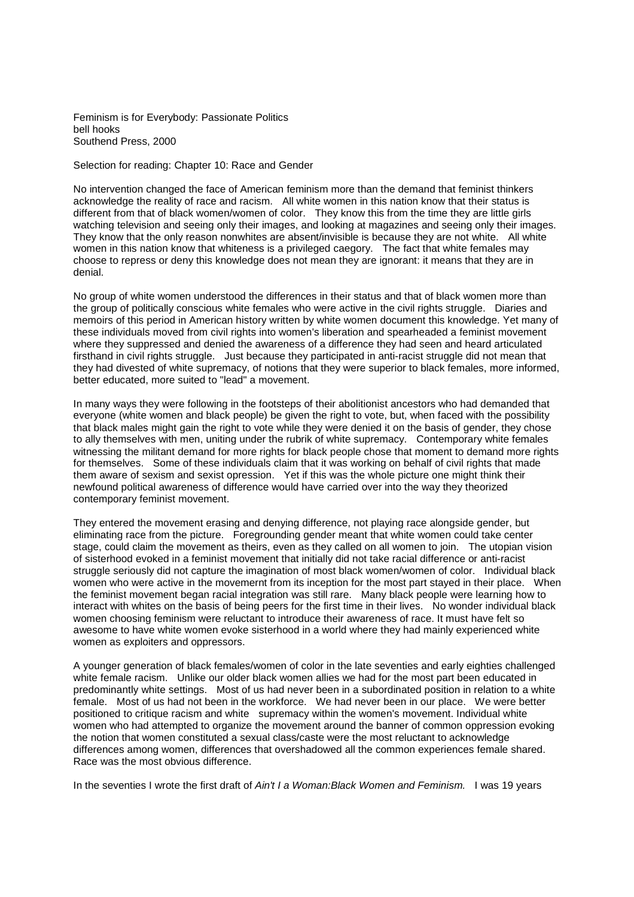Feminism is for Everybody: Passionate Politics
bell hooks
Southend Press, 2000

Selection for reading: Chapter 10: Race and Gender

No intervention changed the face of American feminism more than the demand that feminist thinkers acknowledge the reality of race and racism. All white women in this nation know that their status is different from that of black women/women of color. They know this from the time they are little girls watching television and seeing only their images, and looking at magazines and seeing only their images. They know that the only reason nonwhites are absent/invisible is because they are not white. All white women in this nation know that whiteness is a privileged caegory. The fact that white females may choose to repress or deny this knowledge does not mean they are ignorant: it means that they are in denial.

No group of white women understood the differences in their status and that of black women more than the group of politically conscious white females who were active in the civil rights struggle. Diaries and memoirs of this period in American history written by white women document this knowledge. Yet many of these individuals moved from civil rights into women's liberation and spearheaded a feminist movement where they suppressed and denied the awareness of a difference they had seen and heard articulated firsthand in civil rights struggle. Just because they participated in anti-racist struggle did not mean that they had divested of white supremacy, of notions that they were superior to black females, more informed, better educated, more suited to "lead" a movement.

In many ways they were following in the footsteps of their abolitionist ancestors who had demanded that everyone (white women and black people) be given the right to vote, but, when faced with the possibility that black males might gain the right to vote while they were denied it on the basis of gender, they chose to ally themselves with men, uniting under the rubrik of white supremacy. Contemporary white females witnessing the militant demand for more rights for black people chose that moment to demand more rights for themselves. Some of these individuals claim that it was working on behalf of civil rights that made them aware of sexism and sexist opression. Yet if this was the whole picture one might think their newfound political awareness of difference would have carried over into the way they theorized contemporary feminist movement.

They entered the movement erasing and denying difference, not playing race alongside gender, but eliminating race from the picture. Foregrounding gender meant that white women could take center stage, could claim the movement as theirs, even as they called on all women to join. The utopian vision of sisterhood evoked in a feminist movement that initially did not take racial difference or anti-racist struggle seriously did not capture the imagination of most black women/women of color. Individual black women who were active in the movemernt from its inception for the most part stayed in their place. When the feminist movement began racial integration was still rare. Many black people were learning how to interact with whites on the basis of being peers for the first time in their lives. No wonder individual black women choosing feminism were reluctant to introduce their awareness of race. It must have felt so awesome to have white women evoke sisterhood in a world where they had mainly experienced white women as exploiters and oppressors.

A younger generation of black females/women of color in the late seventies and early eighties challenged white female racism. Unlike our older black women allies we had for the most part been educated in predominantly white settings. Most of us had never been in a subordinated position in relation to a white female. Most of us had not been in the workforce. We had never been in our place. We were better positioned to critique racism and white supremacy within the women's movement. Individual white women who had attempted to organize the movement around the banner of common oppression evoking the notion that women constituted a sexual class/caste were the most reluctant to acknowledge differences among women, differences that overshadowed all the common experiences female shared. Race was the most obvious difference.

In the seventies I wrote the first draft of *Ain't I a Woman:Black Women and Feminism.* I was 19 years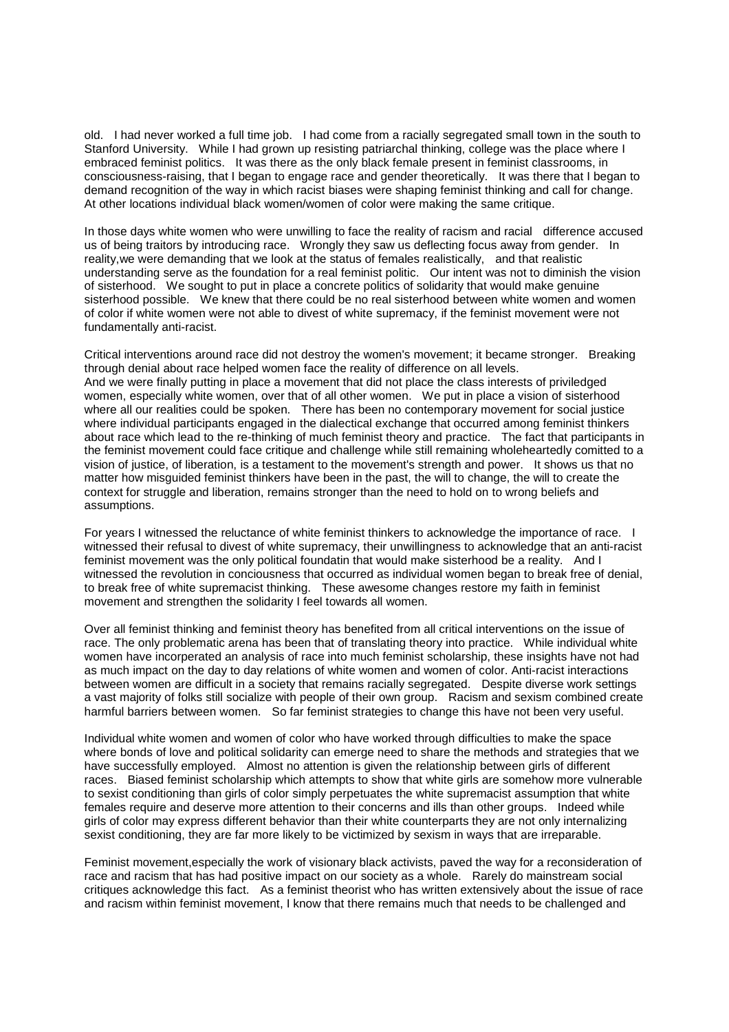old. I had never worked a full time job. I had come from a racially segregated small town in the south to Stanford University. While I had grown up resisting patriarchal thinking, college was the place where I embraced feminist politics. It was there as the only black female present in feminist classrooms, in consciousness-raising, that I began to engage race and gender theoretically. It was there that I began to demand recognition of the way in which racist biases were shaping feminist thinking and call for change. At other locations individual black women/women of color were making the same critique.

In those days white women who were unwilling to face the reality of racism and racial difference accused us of being traitors by introducing race. Wrongly they saw us deflecting focus away from gender. In reality,we were demanding that we look at the status of females realistically, and that realistic understanding serve as the foundation for a real feminist politic. Our intent was not to diminish the vision of sisterhood. We sought to put in place a concrete politics of solidarity that would make genuine sisterhood possible. We knew that there could be no real sisterhood between white women and women of color if white women were not able to divest of white supremacy, if the feminist movement were not fundamentally anti-racist.

Critical interventions around race did not destroy the women's movement; it became stronger. Breaking through denial about race helped women face the reality of difference on all levels.
And we were finally putting in place a movement that did not place the class interests of priviledged women, especially white women, over that of all other women. We put in place a vision of sisterhood where all our realities could be spoken. There has been no contemporary movement for social justice where individual participants engaged in the dialectical exchange that occurred among feminist thinkers about race which lead to the re-thinking of much feminist theory and practice. The fact that participants in the feminist movement could face critique and challenge while still remaining wholeheartedly comitted to a vision of justice, of liberation, is a testament to the movement's strength and power. It shows us that no matter how misguided feminist thinkers have been in the past, the will to change, the will to create the context for struggle and liberation, remains stronger than the need to hold on to wrong beliefs and assumptions.

For years I witnessed the reluctance of white feminist thinkers to acknowledge the importance of race. I witnessed their refusal to divest of white supremacy, their unwillingness to acknowledge that an anti-racist feminist movement was the only political foundatin that would make sisterhood be a reality. And I witnessed the revolution in conciousness that occurred as individual women began to break free of denial, to break free of white supremacist thinking. These awesome changes restore my faith in feminist movement and strengthen the solidarity I feel towards all women.

Over all feminist thinking and feminist theory has benefited from all critical interventions on the issue of race. The only problematic arena has been that of translating theory into practice. While individual white women have incorperated an analysis of race into much feminist scholarship, these insights have not had as much impact on the day to day relations of white women and women of color. Anti-racist interactions between women are difficult in a society that remains racially segregated. Despite diverse work settings a vast majority of folks still socialize with people of their own group. Racism and sexism combined create harmful barriers between women. So far feminist strategies to change this have not been very useful.

Individual white women and women of color who have worked through difficulties to make the space where bonds of love and political solidarity can emerge need to share the methods and strategies that we have successfully employed. Almost no attention is given the relationship between girls of different races. Biased feminist scholarship which attempts to show that white girls are somehow more vulnerable to sexist conditioning than girls of color simply perpetuates the white supremacist assumption that white females require and deserve more attention to their concerns and ills than other groups. Indeed while girls of color may express different behavior than their white counterparts they are not only internalizing sexist conditioning, they are far more likely to be victimized by sexism in ways that are irreparable.

Feminist movement,especially the work of visionary black activists, paved the way for a reconsideration of race and racism that has had positive impact on our society as a whole. Rarely do mainstream social critiques acknowledge this fact. As a feminist theorist who has written extensively about the issue of race and racism within feminist movement, I know that there remains much that needs to be challenged and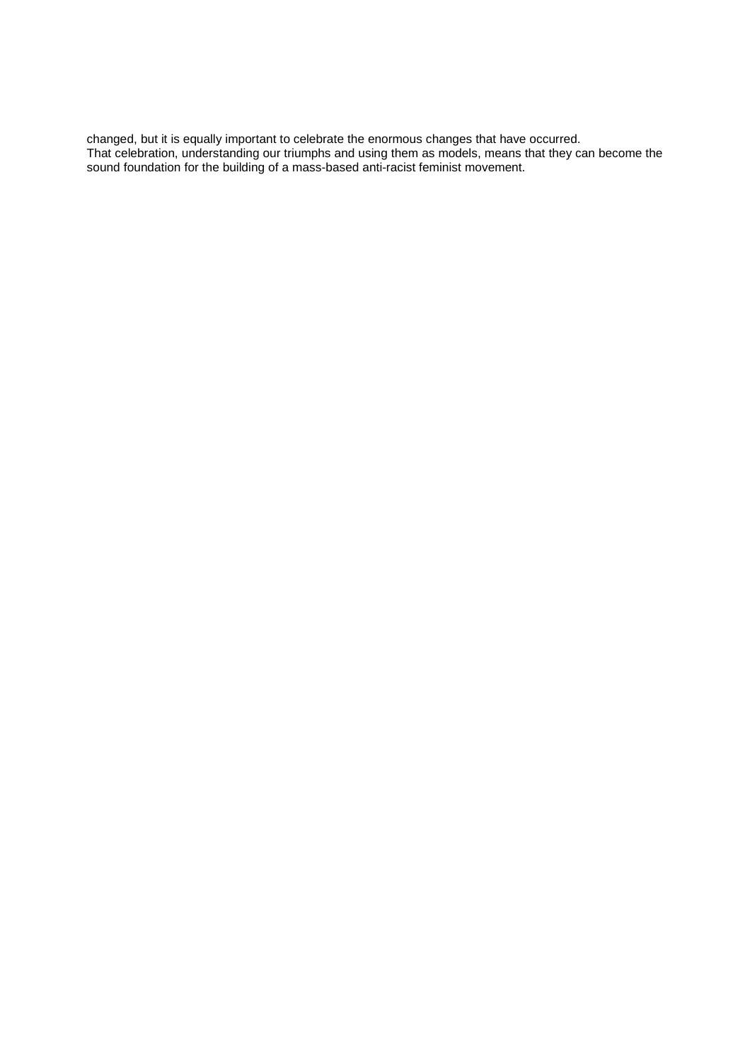changed, but it is equally important to celebrate the enormous changes that have occurred.
That celebration, understanding our triumphs and using them as models, means that they can become the sound foundation for the building of a mass-based anti-racist feminist movement.